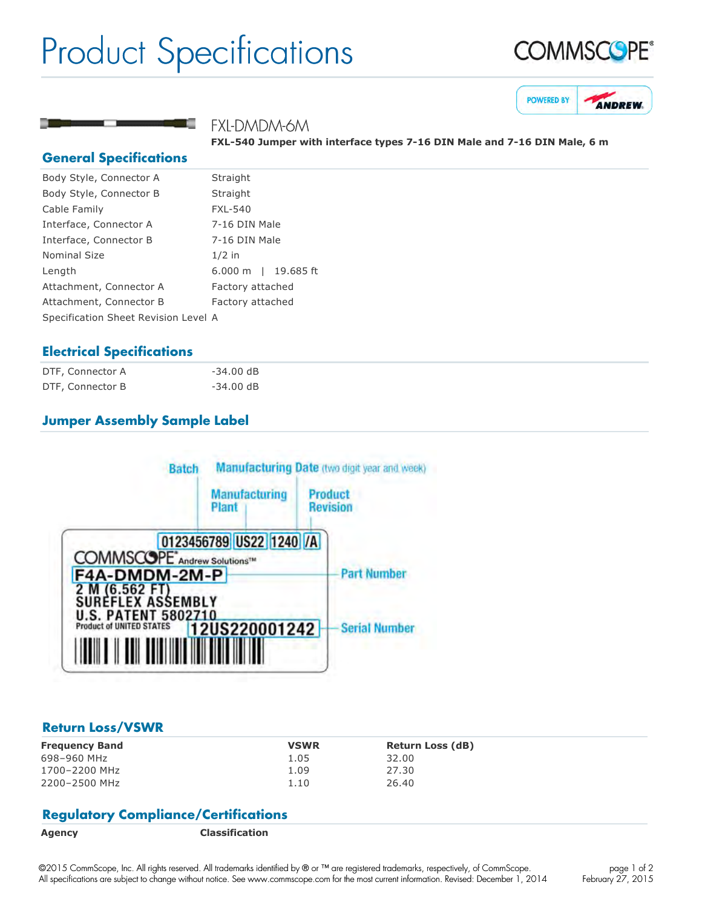# Product Specifications

## FXL-DMDM-6M

**FXL-540 Jumper with interface types 7-16 DIN Male and 7-16 DIN Male, 6 m**

## General Specifications

| | |
|---|---|
| Body Style, Connector A | Straight |
| Body Style, Connector B | Straight |
| Cable Family | FXL-540 |
| Interface, Connector A | 7-16 DIN Male |
| Interface, Connector B | 7-16 DIN Male |
| Nominal Size | 1/2 in |
| Length | 6.000 m \| 19.685 ft |
| Attachment, Connector A | Factory attached |
| Attachment, Connector B | Factory attached |
| Specification Sheet Revision Level | A |

## Electrical Specifications

| | |
|---|---|
| DTF, Connector A | -34.00 dB |
| DTF, Connector B | -34.00 dB |

## Jumper Assembly Sample Label

Batch | Manufacturing Date (two digit year and week) | Manufacturing Plant | Product Revision

0123456789 US22 1240 /A

COMMSCOPE Andrew Solutions™

F4A-DMDM-2M-P — Part Number

2 M (6.562 FT)
SUREFLEX ASSEMBLY
U.S. PATENT 5802710
Product of UNITED STATES

12US220001242 — Serial Number

## Return Loss/VSWR

| Frequency Band | VSWR | Return Loss (dB) |
|---|---|---|
| 698–960 MHz | 1.05 | 32.00 |
| 1700–2200 MHz | 1.09 | 27.30 |
| 2200–2500 MHz | 1.10 | 26.40 |

## Regulatory Compliance/Certifications

| Agency | Classification |
|---|---|

©2015 CommScope, Inc. All rights reserved. All trademarks identified by ® or ™ are registered trademarks, respectively, of CommScope.
All specifications are subject to change without notice. See www.commscope.com for the most current information. Revised: December 1, 2014

February 27, 2015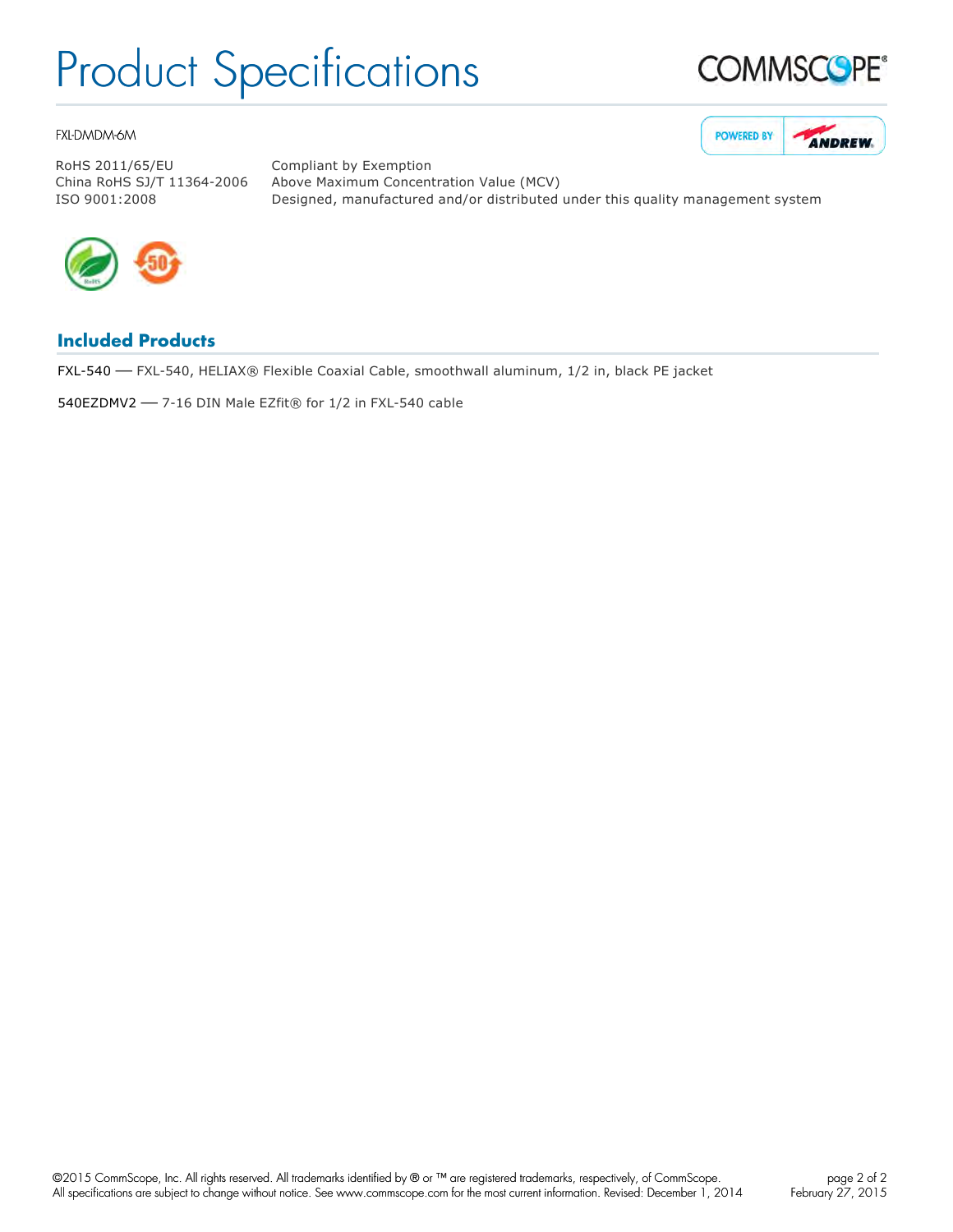# Product Specifications

FXL-DMDM-6M

| | |
|---|---|
| RoHS 2011/65/EU | Compliant by Exemption |
| China RoHS SJ/T 11364-2006 | Above Maximum Concentration Value (MCV) |
| ISO 9001:2008 | Designed, manufactured and/or distributed under this quality management system |

## Included Products

FXL-540 — FXL-540, HELIAX® Flexible Coaxial Cable, smoothwall aluminum, 1/2 in, black PE jacket

540EZDMV2 — 7-16 DIN Male EZfit® for 1/2 in FXL-540 cable

©2015 CommScope, Inc. All rights reserved. All trademarks identified by ® or ™ are registered trademarks, respectively, of CommScope.
All specifications are subject to change without notice. See www.commscope.com for the most current information. Revised: December 1, 2014

February 27, 2015